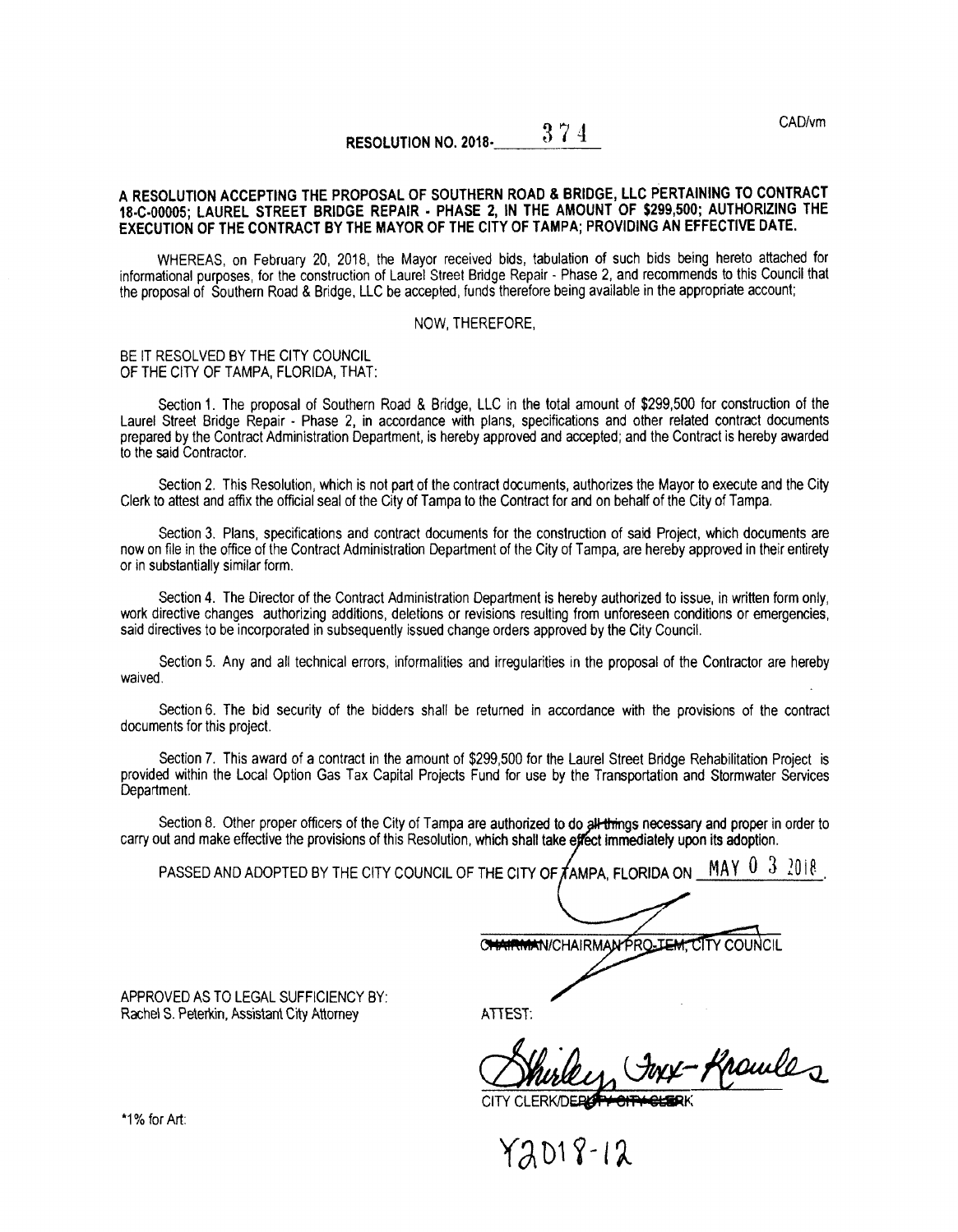CAD/vm

**RESOLUTION NO. 2018-374**

**A RESOLUTION ACCEPTING THE PROPOSAL OF SOUTHERN ROAD & BRIDGE, LLC PERTAINING TO CONTRACT 18-C-00005; LAUREL STREET BRIDGE REPAIR - PHASE 2, IN THE AMOUNT OF $299,500; AUTHORIZING THE EXECUTION OF THE CONTRACT BY THE MAYOR OF THE CITY OF TAMPA; PROVIDING AN EFFECTIVE DATE.**

WHEREAS, on February 20, 2018, the Mayor received bids, tabulation of such bids being hereto attached for informational purposes, for the construction of Laurel Street Bridge Repair - Phase 2, and recommends to this Council that the proposal of Southern Road & Bridge, LLC be accepted, funds therefore being available in the appropriate account;

NOW, THEREFORE,

BE IT RESOLVED BY THE CITY COUNCIL OF THE CITY OF TAMPA, FLORIDA, THAT:

Section 1. The proposal of Southern Road & Bridge, LLC in the total amount of $299,500 for construction of the Laurel Street Bridge Repair - Phase 2, in accordance with plans, specifications and other related contract documents prepared by the Contract Administration Department, is hereby approved and accepted; and the Contract is hereby awarded to the said Contractor.

Section 2. This Resolution, which is not part of the contract documents, authorizes the Mayor to execute and the City Clerk to attest and affix the official seal of the City of Tampa to the Contract for and on behalf of the City of Tampa.

Section 3. Plans, specifications and contract documents for the construction of said Project, which documents are now on file in the office of the Contract Administration Department of the City of Tampa, are hereby approved in their entirety or in substantially similar form.

Section 4. The Director of the Contract Administration Department is hereby authorized to issue, in written form only, work directive changes authorizing additions, deletions or revisions resulting from unforeseen conditions or emergencies, said directives to be incorporated in subsequently issued change orders approved by the City Council.

Section 5. Any and all technical errors, informalities and irregularities in the proposal of the Contractor are hereby waived.

Section 6. The bid security of the bidders shall be returned in accordance with the provisions of the contract documents for this project.

Section 7. This award of a contract in the amount of $299,500 for the Laurel Street Bridge Rehabilitation Project is provided within the Local Option Gas Tax Capital Projects Fund for use by the Transportation and Stormwater Services Department.

Section 8. Other proper officers of the City of Tampa are authorized to do all things necessary and proper in order to carry out and make effective the provisions of this Resolution, which shall take effect immediately upon its adoption.

PASSED AND ADOPTED BY THE CITY COUNCIL OF THE CITY OF TAMPA, FLORIDA ON MAY 0 3 2018.

~~CHAIRMAN~~/CHAIRMAN PRO-TEM, CITY COUNCIL

APPROVED AS TO LEGAL SUFFICIENCY BY:
Rachel S. Peterkin, Assistant City Attorney

ATTEST:

Shirley Foxx-Knowles
CITY CLERK/~~DEPUTY CITY CLERK~~

*1% for Art:

Y2018-12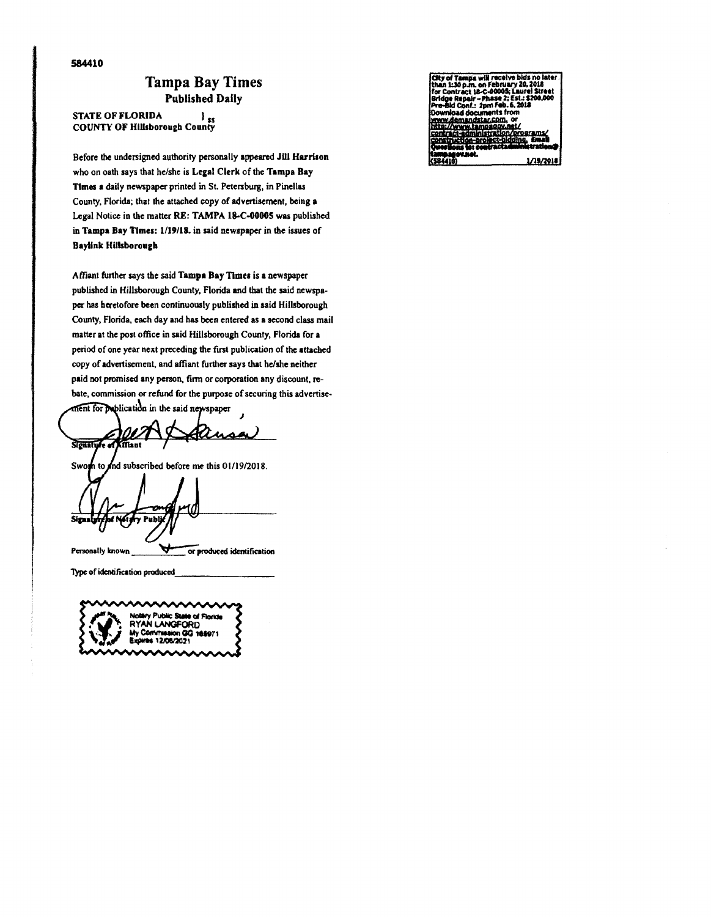584410

# Tampa Bay Times

## Published Daily

STATE OF FLORIDA } ss
COUNTY OF Hillsborough County

Before the undersigned authority personally appeared **Jill Harrison** who on oath says that he/she is **Legal Clerk** of the **Tampa Bay Times** a daily newspaper printed in St. Petersburg, in Pinellas County, Florida; that the attached copy of advertisement, being a Legal Notice in the matter **RE: TAMPA 18-C-00005** was published in **Tampa Bay Times: 1/19/18.** in said newspaper in the issues of **Baylink Hillsborough**

Affiant further says the said **Tampa Bay Times** is a newspaper published in Hillsborough County, Florida and that the said newspaper has heretofore been continuously published in said Hillsborough County, Florida, each day and has been entered as a second class mail matter at the post office in said Hillsborough County, Florida for a period of one year next preceding the first publication of the attached copy of advertisement, and affiant further says that he/she neither paid not promised any person, firm or corporation any discount, rebate, commission or refund for the purpose of securing this advertisement for publication in the said newspaper

Signature of Affiant

Sworn to and subscribed before me this 01/19/2018.

Signature of Notary Public

Personally known ✓ or produced identification

Type of identification produced \_\_\_\_\_\_\_\_\_\_\_\_\_\_\_\_

Notary Public State of Florida
RYAN LANGFORD
My Commission GG 168971
Expires 12/08/2021

---

City of Tampa will receive bids no later than 1:30 p.m. on February 20, 2018 for Contract 18-C-00005; Laurel Street Bridge Repair - Phase 2; Est.: $200,000 Pre-Bid Conf.: 2pm Feb. 6, 2018 Download documents from www.demandstar.com, or http://www.tampagov.net/contract-administration/programs/construction-project-bidding. Email Questions to: contractadministration@tampagov.net.
(584410) 1/19/2018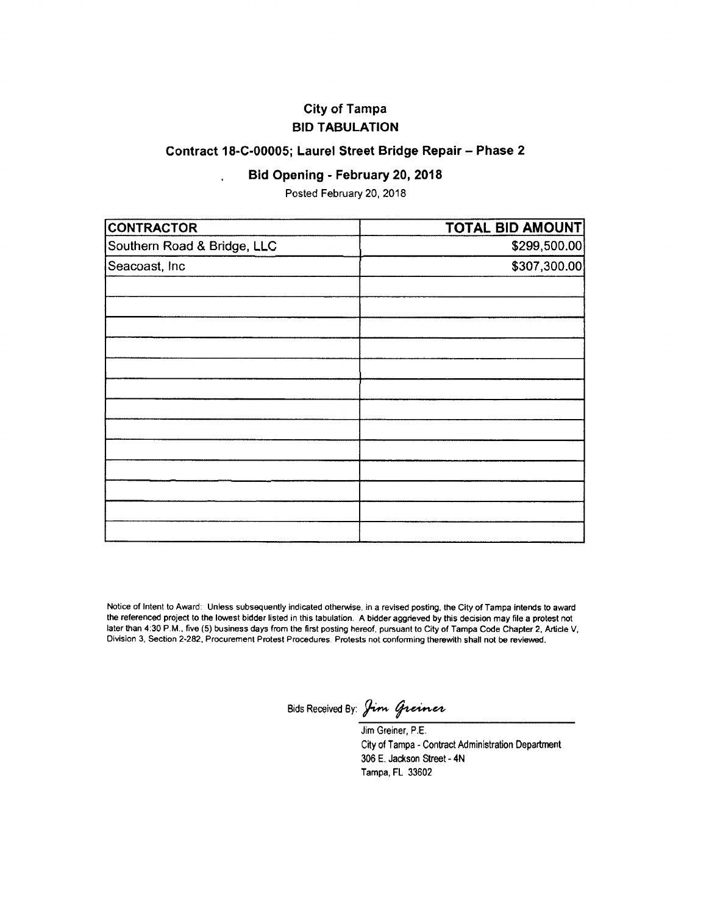# City of Tampa

## BID TABULATION

### Contract 18-C-00005; Laurel Street Bridge Repair – Phase 2

### Bid Opening - February 20, 2018

Posted February 20, 2018

| CONTRACTOR | TOTAL BID AMOUNT |
|---|---|
| Southern Road & Bridge, LLC | $299,500.00 |
| Seacoast, Inc | $307,300.00 |
| | |
| | |
| | |
| | |
| | |
| | |
| | |
| | |
| | |
| | |
| | |
| | |
| | |

Notice of Intent to Award: Unless subsequently indicated otherwise, in a revised posting, the City of Tampa intends to award the referenced project to the lowest bidder listed in this tabulation. A bidder aggrieved by this decision may file a protest not later than 4:30 P.M., five (5) business days from the first posting hereof, pursuant to City of Tampa Code Chapter 2, Article V, Division 3, Section 2-282, Procurement Protest Procedures. Protests not conforming therewith shall not be reviewed.

Bids Received By: *Jim Greiner*

Jim Greiner, P.E.
City of Tampa - Contract Administration Department
306 E. Jackson Street - 4N
Tampa, FL 33602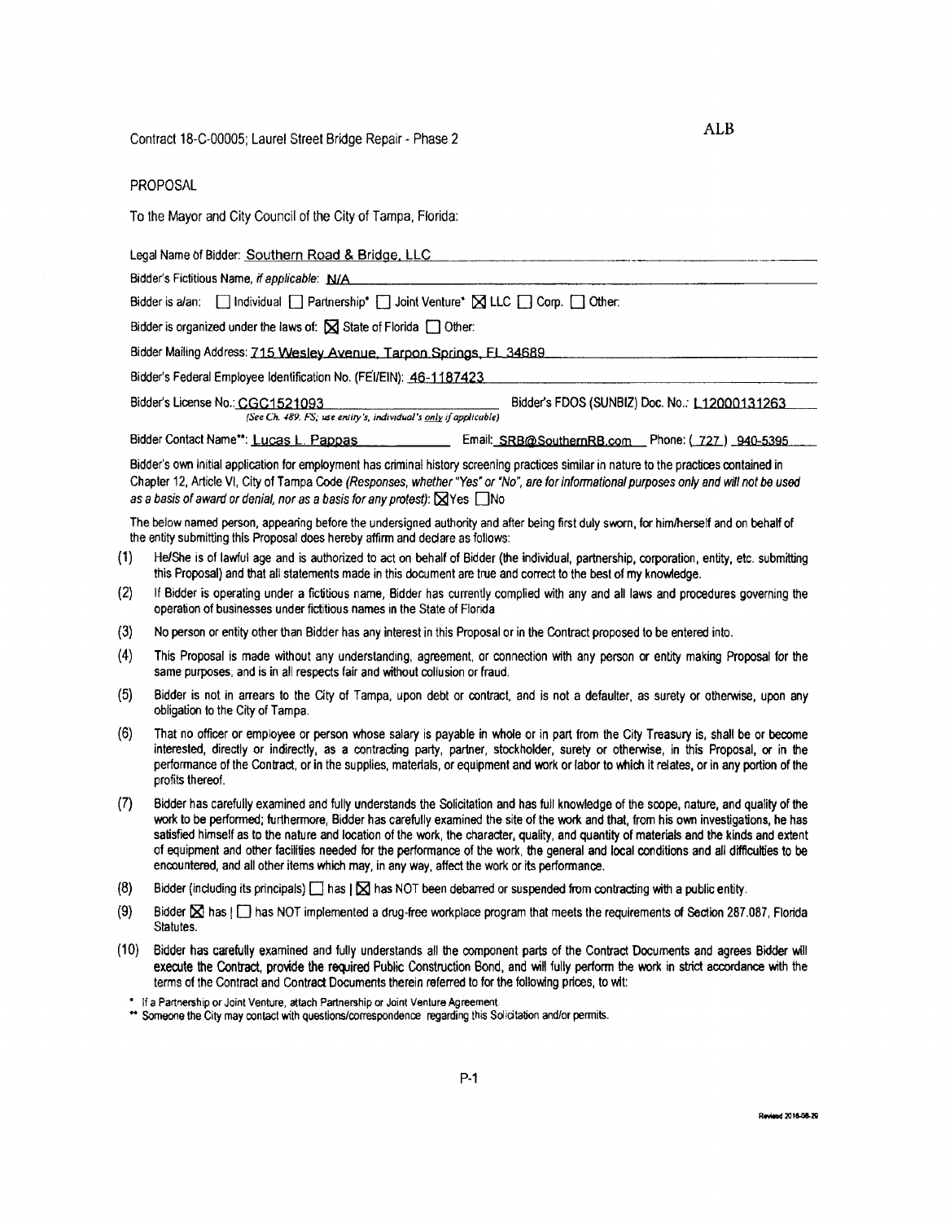Contract 18-C-00005; Laurel Street Bridge Repair - Phase 2

ALB

## PROPOSAL

To the Mayor and City Council of the City of Tampa, Florida:

Legal Name of Bidder: Southern Road & Bridge, LLC

Bidder's Fictitious Name, *if applicable*: N/A

Bidder is a/an: ☐ Individual ☐ Partnership* ☐ Joint Venture* ☒ LLC ☐ Corp. ☐ Other:

Bidder is organized under the laws of: ☒ State of Florida ☐ Other:

Bidder Mailing Address: 715 Wesley Avenue, Tarpon Springs, FL 34689

Bidder's Federal Employee Identification No. (FEI/EIN): 46-1187423

Bidder's License No.: CGC1521093 *(See Ch. 489. FS; use entity's, individual's only if applicable)* Bidder's FDOS (SUNBIZ) Doc. No.: L12000131263

Bidder Contact Name**: Lucas L. Pappas Email: SRB@SouthernRB.com Phone: (727) 940-5395

Bidder's own initial application for employment has criminal history screening practices similar in nature to the practices contained in Chapter 12, Article VI, City of Tampa Code *(Responses, whether "Yes" or "No", are for informational purposes only and will not be used as a basis of award or denial, nor as a basis for any protest)*: ☒Yes ☐No

The below named person, appearing before the undersigned authority and after being first duly sworn, for him/herself and on behalf of the entity submitting this Proposal does hereby affirm and declare as follows:

(1) He/She is of lawful age and is authorized to act on behalf of Bidder (the individual, partnership, corporation, entity, etc. submitting this Proposal) and that all statements made in this document are true and correct to the best of my knowledge.

(2) If Bidder is operating under a fictitious name, Bidder has currently complied with any and all laws and procedures governing the operation of businesses under fictitious names in the State of Florida

(3) No person or entity other than Bidder has any interest in this Proposal or in the Contract proposed to be entered into.

(4) This Proposal is made without any understanding, agreement, or connection with any person or entity making Proposal for the same purposes, and is in all respects fair and without collusion or fraud.

(5) Bidder is not in arrears to the City of Tampa, upon debt or contract, and is not a defaulter, as surety or otherwise, upon any obligation to the City of Tampa.

(6) That no officer or employee or person whose salary is payable in whole or in part from the City Treasury is, shall be or become interested, directly or indirectly, as a contracting party, partner, stockholder, surety or otherwise, in this Proposal, or in the performance of the Contract, or in the supplies, materials, or equipment and work or labor to which it relates, or in any portion of the profits thereof.

(7) Bidder has carefully examined and fully understands the Solicitation and has full knowledge of the scope, nature, and quality of the work to be performed; furthermore, Bidder has carefully examined the site of the work and that, from his own investigations, he has satisfied himself as to the nature and location of the work, the character, quality, and quantity of materials and the kinds and extent of equipment and other facilities needed for the performance of the work, the general and local conditions and all difficulties to be encountered, and all other items which may, in any way, affect the work or its performance.

(8) Bidder (including its principals) ☐ has | ☒ has NOT been debarred or suspended from contracting with a public entity.

(9) Bidder ☒ has | ☐ has NOT implemented a drug-free workplace program that meets the requirements of Section 287.087, Florida Statutes.

(10) Bidder has carefully examined and fully understands all the component parts of the Contract Documents and agrees Bidder will execute the Contract, provide the required Public Construction Bond, and will fully perform the work in strict accordance with the terms of the Contract and Contract Documents therein referred to for the following prices, to wit:

\* If a Partnership or Joint Venture, attach Partnership or Joint Venture Agreement

\*\* Someone the City may contact with questions/correspondence regarding this Solicitation and/or permits.

P-1

Revised 2016-08-29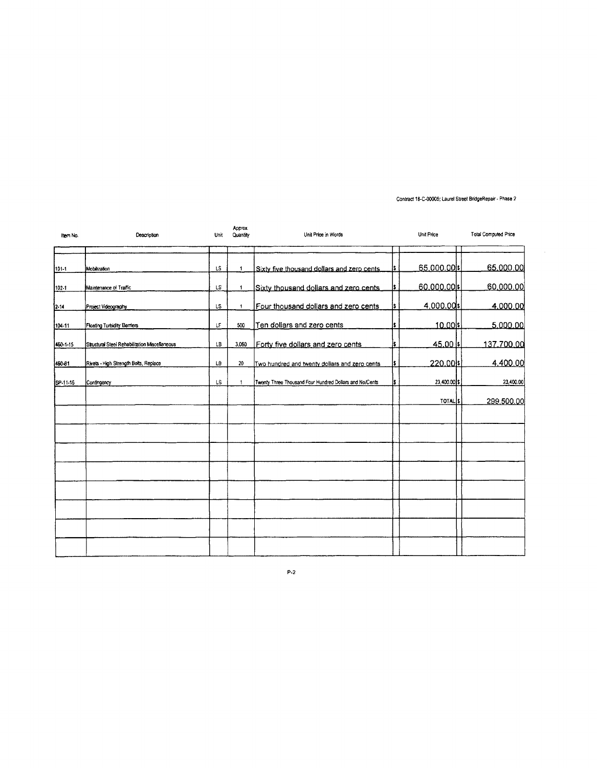Contract 18-C-00005; Laurel Street BridgeRepair - Phase 2

| Item No. | Description | Unit | Approx Quantity | Unit Price in Words | Unit Price | Total Computed Price |
|---|---|---|---|---|---|---|
| 101-1 | Mobilization | LS | 1 | Sixty five thousand dollars and zero cents | $ 65,000.00 | $ 65,000.00 |
| 102-1 | Maintenance of Traffic | LS | 1 | Sixty thousand dollars and zero cents | $ 60,000.00 | $ 60,000.00 |
| 2-14 | Project Videography | LS | 1 | Four thousand dollars and zero cents | $ 4,000.00 | $ 4,000.00 |
| 104-11 | Floating Turbidity Barriers | LF | 500 | Ten dollars and zero cents | $ 10.00 | $ 5,000.00 |
| 460-1-15 | Structural Steel Rehabilitation Miscellaneous | LB | 3,060 | Forty five dollars and zero cents | $ 45.00 | $ 137,700.00 |
| 460-81 | Rivets - High Strength Bolts, Replace | LB | 20 | Two hundred and twenty dollars and zero cents | $ 220.00 | $ 4,400.00 |
| SP-11-16 | Contingency | LS | 1 | Twenty Three Thousand Four Hundred Dollars and No/Cents | $ 23,400.00 | $ 23,400.00 |
| | | | | | TOTAL | $ 299,500.00 |
| | | | | | | |
| | | | | | | |
| | | | | | | |
| | | | | | | |
| | | | | | | |
| | | | | | | |
| | | | | | | |
| | | | | | | |

P-2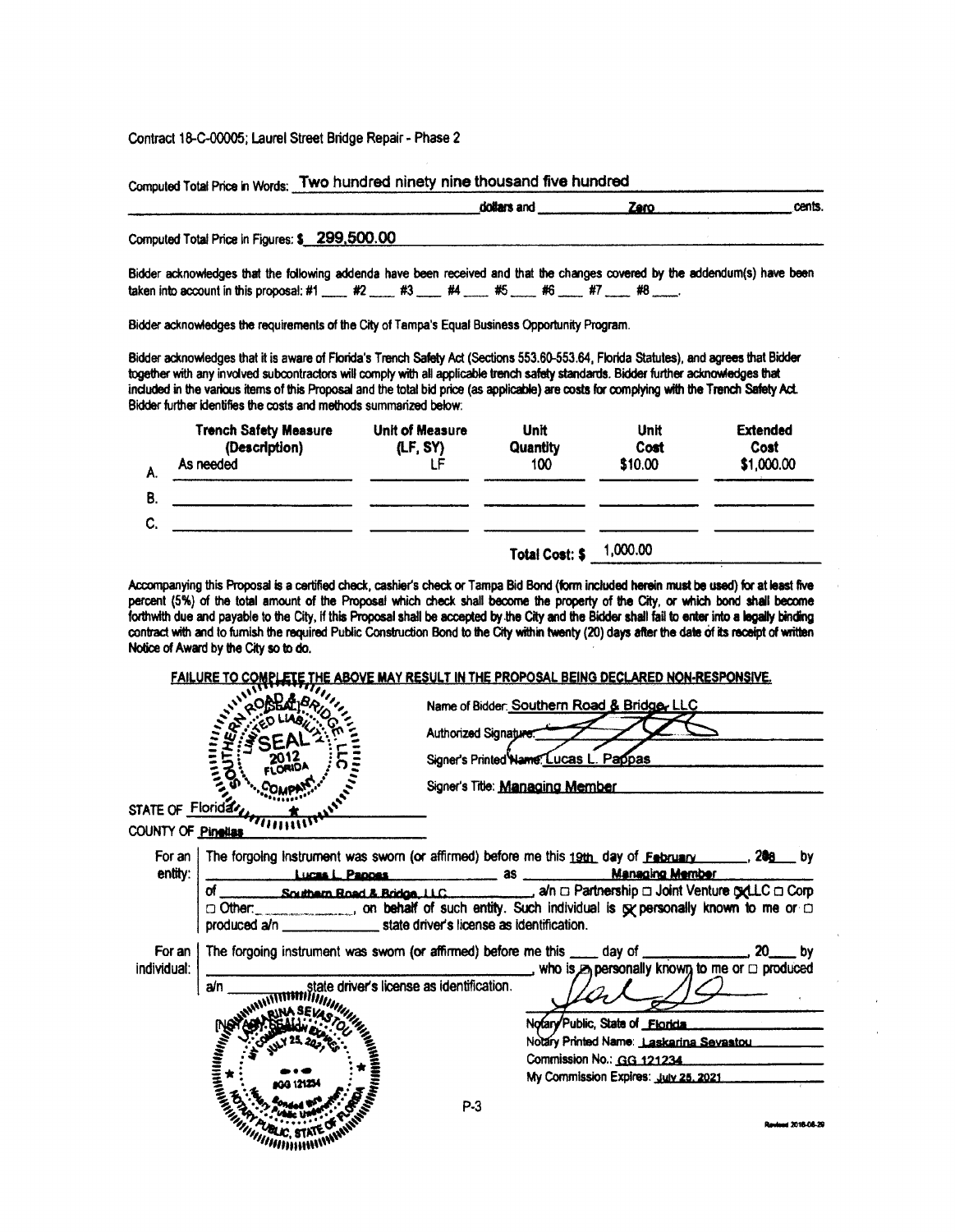Contract 18-C-00005; Laurel Street Bridge Repair - Phase 2

Computed Total Price in Words: Two hundred ninety nine thousand five hundred dollars and Zero cents.

Computed Total Price in Figures: $ 299,500.00

Bidder acknowledges that the following addenda have been received and that the changes covered by the addendum(s) have been taken into account in this proposal: #1 ____ #2 ____ #3 ____ #4 ____ #5 ____ #6 ____ #7 ____ #8 ____.

Bidder acknowledges the requirements of the City of Tampa's Equal Business Opportunity Program.

Bidder acknowledges that it is aware of Florida's Trench Safety Act (Sections 553.60-553.64, Florida Statutes), and agrees that Bidder together with any involved subcontractors will comply with all applicable trench safety standards. Bidder further acknowledges that included in the various items of this Proposal and the total bid price (as applicable) are costs for complying with the Trench Safety Act. Bidder further identifies the costs and methods summarized below:

| | Trench Safety Measure (Description) | Unit of Measure (LF, SY) | Unit Quantity | Unit Cost | Extended Cost |
|---|---|---|---|---|---|
| A. | As needed | LF | 100 | $10.00 | $1,000.00 |
| B. | | | | | |
| C. | | | | | |
| | | | Total Cost: $ | 1,000.00 | |

Accompanying this Proposal is a certified check, cashier's check or Tampa Bid Bond (form included herein must be used) for at least five percent (5%) of the total amount of the Proposal which check shall become the property of the City, or which bond shall become forthwith due and payable to the City, if this Proposal shall be accepted by the City and the Bidder shall fail to enter into a legally binding contract with and to furnish the required Public Construction Bond to the City within twenty (20) days after the date of its receipt of written Notice of Award by the City so to do.

**FAILURE TO COMPLETE THE ABOVE MAY RESULT IN THE PROPOSAL BEING DECLARED NON-RESPONSIVE.**

[SEAL: Southern Road & Bridge, Limited Liability Company, 2012, Florida]

Name of Bidder: Southern Road & Bridge, LLC

Authorized Signature: [signature]

Signer's Printed Name: Lucas L. Pappas

Signer's Title: Managing Member

STATE OF Florida

COUNTY OF Pinellas

For an entity: The forgoing instrument was sworn (or affirmed) before me this 19th day of February, 2018 by Lucas L. Pappas as Managing Member of Southern Road & Bridge, LLC, a/n ☐ Partnership ☐ Joint Venture ☒ LLC ☐ Corp ☐ Other: ________, on behalf of such entity. Such individual is ☒ personally known to me or ☐ produced a/n ________ state driver's license as identification.

For an individual: The forgoing instrument was sworn (or affirmed) before me this ____ day of ________, 20____ by ________, who is ☐ personally known to me or ☐ produced a/n ________ state driver's license as identification.

[NOTARY SEAL: Laskarina Sevastou, My Commission Expires July 25, 2021, GG 121234, Bonded thru Notary Public Underwriters, Notary Public, State of Florida]

[signature]

Notary Public, State of Florida

Notary Printed Name: Laskarina Sevastou

Commission No.: GG 121234

My Commission Expires: July 25, 2021

Revised 2016-08-29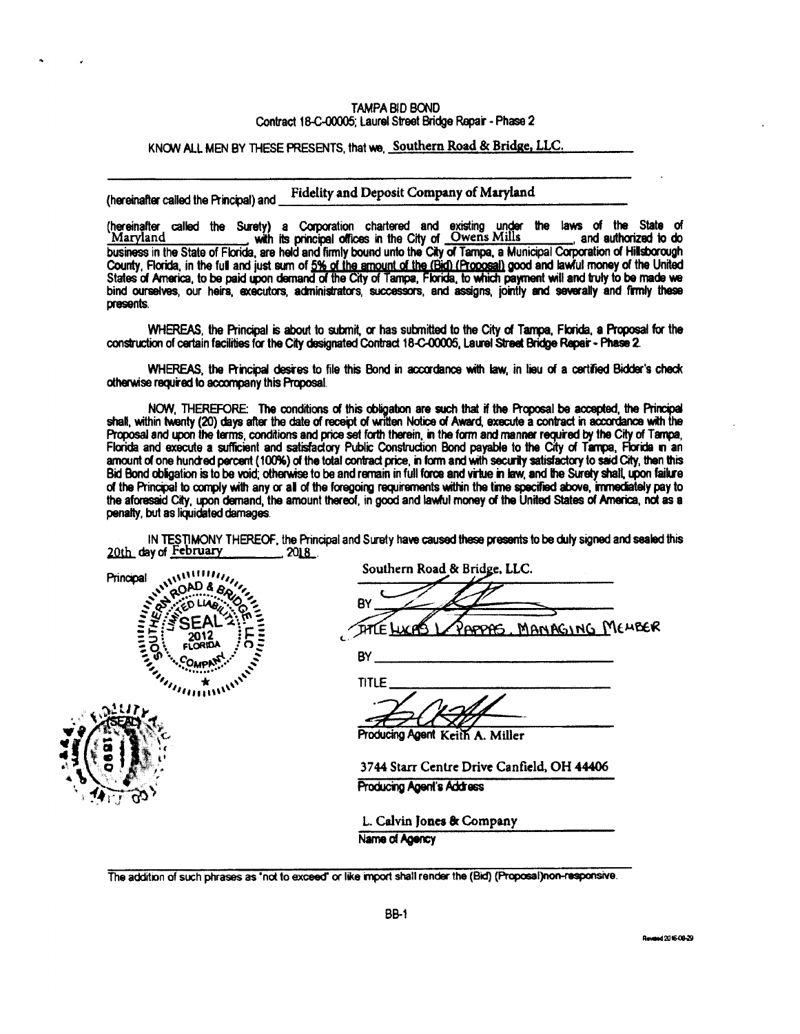# TAMPA BID BOND

Contract 18-C-00005; Laurel Street Bridge Repair - Phase 2

KNOW ALL MEN BY THESE PRESENTS, that we, Southern Road & Bridge, LLC.

(hereinafter called the Principal) and Fidelity and Deposit Company of Maryland

(hereinafter called the Surety) a Corporation chartered and existing under the laws of the State of Maryland, with its principal offices in the City of Owens Mills, and authorized to do business in the State of Florida, are held and firmly bound unto the City of Tampa, a Municipal Corporation of Hillsborough County, Florida, in the full and just sum of 5% of the amount of the (Bid) (Proposal) good and lawful money of the United States of America, to be paid upon demand of the City of Tampa, Florida, to which payment will and truly to be made we bind ourselves, our heirs, executors, administrators, successors, and assigns, jointly and severally and firmly these presents.

WHEREAS, the Principal is about to submit, or has submitted to the City of Tampa, Florida, a Proposal for the construction of certain facilities for the City designated Contract 18-C-00005, Laurel Street Bridge Repair - Phase 2.

WHEREAS, the Principal desires to file this Bond in accordance with law, in lieu of a certified Bidder's check otherwise required to accompany this Proposal.

NOW, THEREFORE: The conditions of this obligation are such that if the Proposal be accepted, the Principal shall, within twenty (20) days after the date of receipt of written Notice of Award, execute a contract in accordance with the Proposal and upon the terms, conditions and price set forth therein, in the form and manner required by the City of Tampa, Florida and execute a sufficient and satisfactory Public Construction Bond payable to the City of Tampa, Florida in an amount of one hundred percent (100%) of the total contract price, in form and with security satisfactory to said City, then this Bid Bond obligation is to be void; otherwise to be and remain in full force and virtue in law, and the Surety shall, upon failure of the Principal to comply with any or all of the foregoing requirements within the time specified above, immediately pay to the aforesaid City, upon demand, the amount thereof, in good and lawful money of the United States of America, not as a penalty, but as liquidated damages.

IN TESTIMONY THEREOF, the Principal and Surety have caused these presents to be duly signed and sealed this 20th day of February, 2018.

Principal

Southern Road & Bridge, LLC.

BY ______________________

TITLE Lucas L. Pappas, Managing Member

BY ______________________

TITLE ______________________

______________________

Producing Agent Keith A. Miller

3744 Starr Centre Drive Canfield, OH 44406

Producing Agent's Address

L. Calvin Jones & Company

Name of Agency

The addition of such phrases as "not to exceed" or like import shall render the (Bid) (Proposal) non-responsive.

Revised 2016-09-29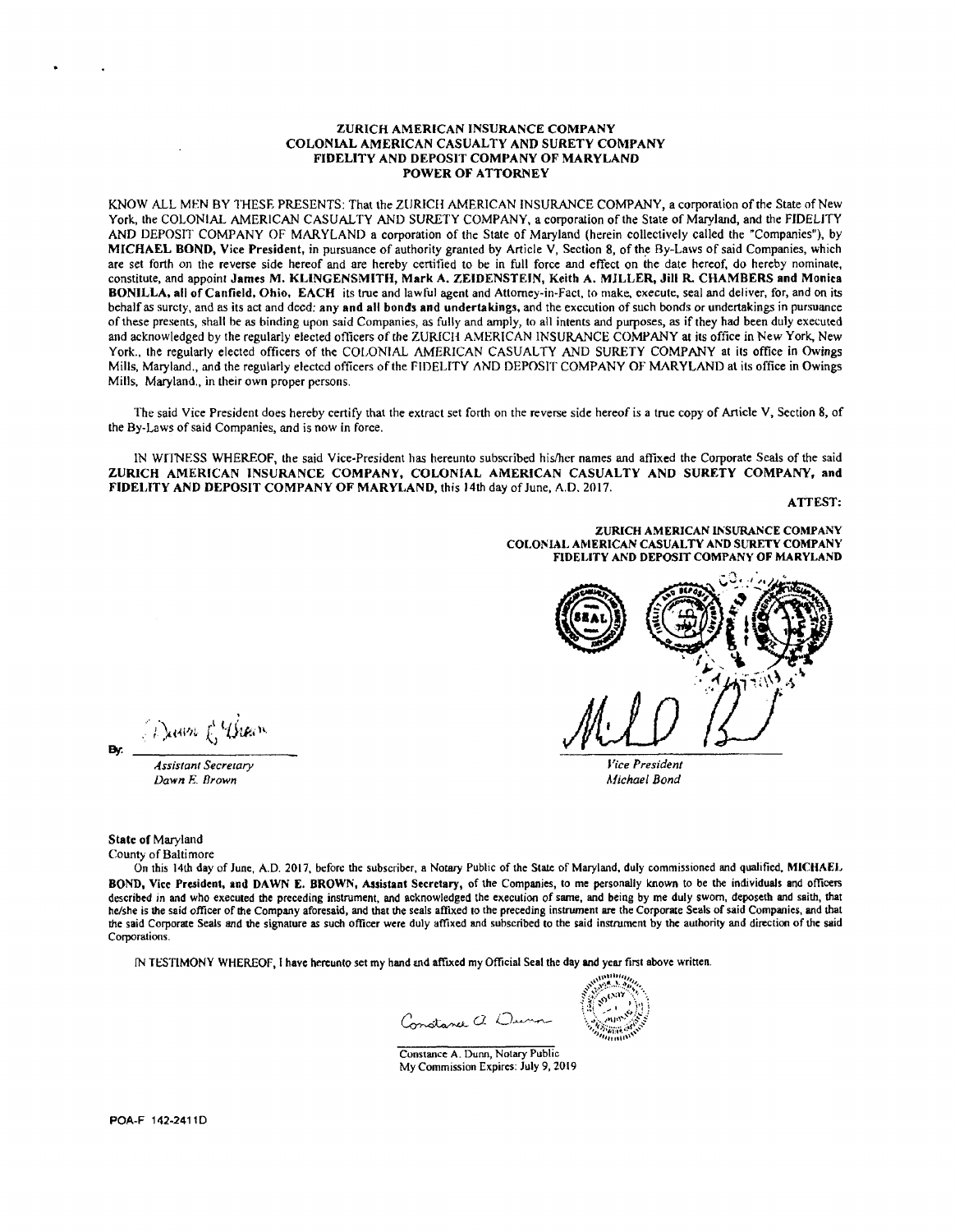**ZURICH AMERICAN INSURANCE COMPANY**
**COLONIAL AMERICAN CASUALTY AND SURETY COMPANY**
**FIDELITY AND DEPOSIT COMPANY OF MARYLAND**
**POWER OF ATTORNEY**

KNOW ALL MEN BY THESE PRESENTS: That the ZURICH AMERICAN INSURANCE COMPANY, a corporation of the State of New York, the COLONIAL AMERICAN CASUALTY AND SURETY COMPANY, a corporation of the State of Maryland, and the FIDELITY AND DEPOSIT COMPANY OF MARYLAND a corporation of the State of Maryland (herein collectively called the "Companies"), by **MICHAEL BOND, Vice President**, in pursuance of authority granted by Article V, Section 8, of the By-Laws of said Companies, which are set forth on the reverse side hereof and are hereby certified to be in full force and effect on the date hereof, do hereby nominate, constitute, and appoint **James M. KLINGENSMITH, Mark A. ZEIDENSTEIN, Keith A. MILLER, Jill R. CHAMBERS and Monica BONILLA, all of Canfield, Ohio, EACH** its true and lawful agent and Attorney-in-Fact, to make, execute, seal and deliver, for, and on its behalf as surety, and as its act and deed: **any and all bonds and undertakings**, and the execution of such bonds or undertakings in pursuance of these presents, shall be as binding upon said Companies, as fully and amply, to all intents and purposes, as if they had been duly executed and acknowledged by the regularly elected officers of the ZURICH AMERICAN INSURANCE COMPANY at its office in New York, New York., the regularly elected officers of the COLONIAL AMERICAN CASUALTY AND SURETY COMPANY at its office in Owings Mills, Maryland., and the regularly elected officers of the FIDELITY AND DEPOSIT COMPANY OF MARYLAND at its office in Owings Mills, Maryland., in their own proper persons.

The said Vice President does hereby certify that the extract set forth on the reverse side hereof is a true copy of Article V, Section 8, of the By-Laws of said Companies, and is now in force.

IN WITNESS WHEREOF, the said Vice-President has hereunto subscribed his/her names and affixed the Corporate Seals of the said **ZURICH AMERICAN INSURANCE COMPANY, COLONIAL AMERICAN CASUALTY AND SURETY COMPANY, and FIDELITY AND DEPOSIT COMPANY OF MARYLAND**, this 14th day of June, A.D. 2017.

**ATTEST:**

**ZURICH AMERICAN INSURANCE COMPANY**
**COLONIAL AMERICAN CASUALTY AND SURETY COMPANY**
**FIDELITY AND DEPOSIT COMPANY OF MARYLAND**

By: Dawn E. Brown
*Assistant Secretary*
*Dawn E. Brown*

*Vice President*
*Michael Bond*

**State of** Maryland
County of Baltimore

On this 14th day of June, A.D. 2017, before the subscriber, a Notary Public of the State of Maryland, duly commissioned and qualified, **MICHAEL BOND, Vice President, and DAWN E. BROWN, Assistant Secretary**, of the Companies, to me personally known to be the individuals and officers described in and who executed the preceding instrument, and acknowledged the execution of same, and being by me duly sworn, deposeth and saith, that he/she is the said officer of the Company aforesaid, and that the seals affixed to the preceding instrument are the Corporate Seals of said Companies, and that the said Corporate Seals and the signature as such officer were duly affixed and subscribed to the said instrument by the authority and direction of the said Corporations.

IN TESTIMONY WHEREOF, I have hereunto set my hand and affixed my Official Seal the day and year first above written.

Constance A. Dunn, Notary Public
My Commission Expires: July 9, 2019

POA-F 142-2411D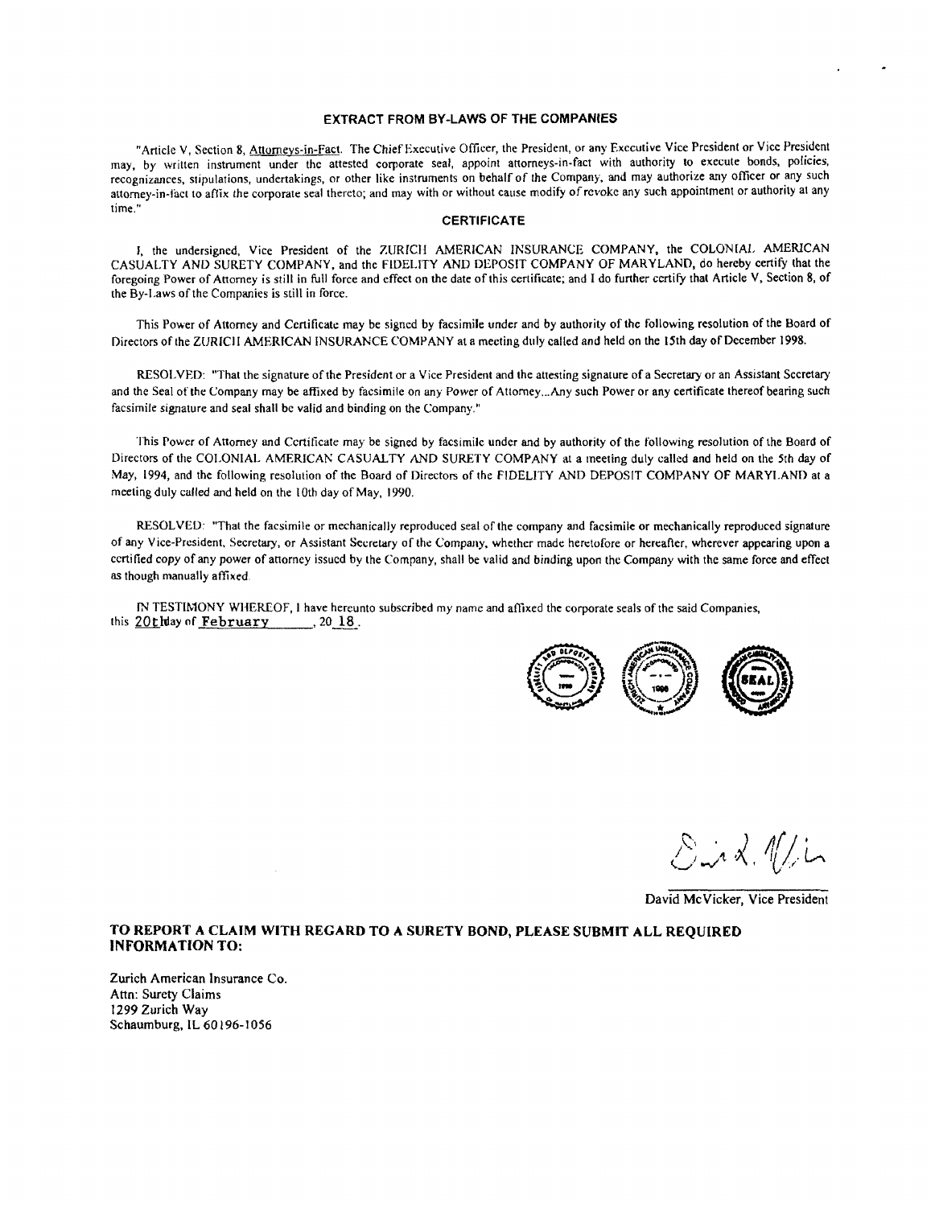## EXTRACT FROM BY-LAWS OF THE COMPANIES

"Article V, Section 8, Attorneys-in-Fact. The Chief Executive Officer, the President, or any Executive Vice President or Vice President may, by written instrument under the attested corporate seal, appoint attorneys-in-fact with authority to execute bonds, policies, recognizances, stipulations, undertakings, or other like instruments on behalf of the Company, and may authorize any officer or any such attorney-in-fact to affix the corporate seal thereto; and may with or without cause modify of revoke any such appointment or authority at any time."

## CERTIFICATE

I, the undersigned, Vice President of the ZURICH AMERICAN INSURANCE COMPANY, the COLONIAL AMERICAN CASUALTY AND SURETY COMPANY, and the FIDELITY AND DEPOSIT COMPANY OF MARYLAND, do hereby certify that the foregoing Power of Attorney is still in full force and effect on the date of this certificate; and I do further certify that Article V, Section 8, of the By-Laws of the Companies is still in force.

This Power of Attorney and Certificate may be signed by facsimile under and by authority of the following resolution of the Board of Directors of the ZURICH AMERICAN INSURANCE COMPANY at a meeting duly called and held on the 15th day of December 1998.

RESOLVED: "That the signature of the President or a Vice President and the attesting signature of a Secretary or an Assistant Secretary and the Seal of the Company may be affixed by facsimile on any Power of Attorney...Any such Power or any certificate thereof bearing such facsimile signature and seal shall be valid and binding on the Company."

This Power of Attorney and Certificate may be signed by facsimile under and by authority of the following resolution of the Board of Directors of the COLONIAL AMERICAN CASUALTY AND SURETY COMPANY at a meeting duly called and held on the 5th day of May, 1994, and the following resolution of the Board of Directors of the FIDELITY AND DEPOSIT COMPANY OF MARYLAND at a meeting duly called and held on the 10th day of May, 1990.

RESOLVED: "That the facsimile or mechanically reproduced seal of the company and facsimile or mechanically reproduced signature of any Vice-President, Secretary, or Assistant Secretary of the Company, whether made heretofore or hereafter, wherever appearing upon a certified copy of any power of attorney issued by the Company, shall be valid and binding upon the Company with the same force and effect as though manually affixed.

IN TESTIMONY WHEREOF, I have hereunto subscribed my name and affixed the corporate seals of the said Companies, this 20th day of February, 20 18.

David McVicker, Vice President

**TO REPORT A CLAIM WITH REGARD TO A SURETY BOND, PLEASE SUBMIT ALL REQUIRED INFORMATION TO:**

Zurich American Insurance Co.
Attn: Surety Claims
1299 Zurich Way
Schaumburg, IL 60196-1056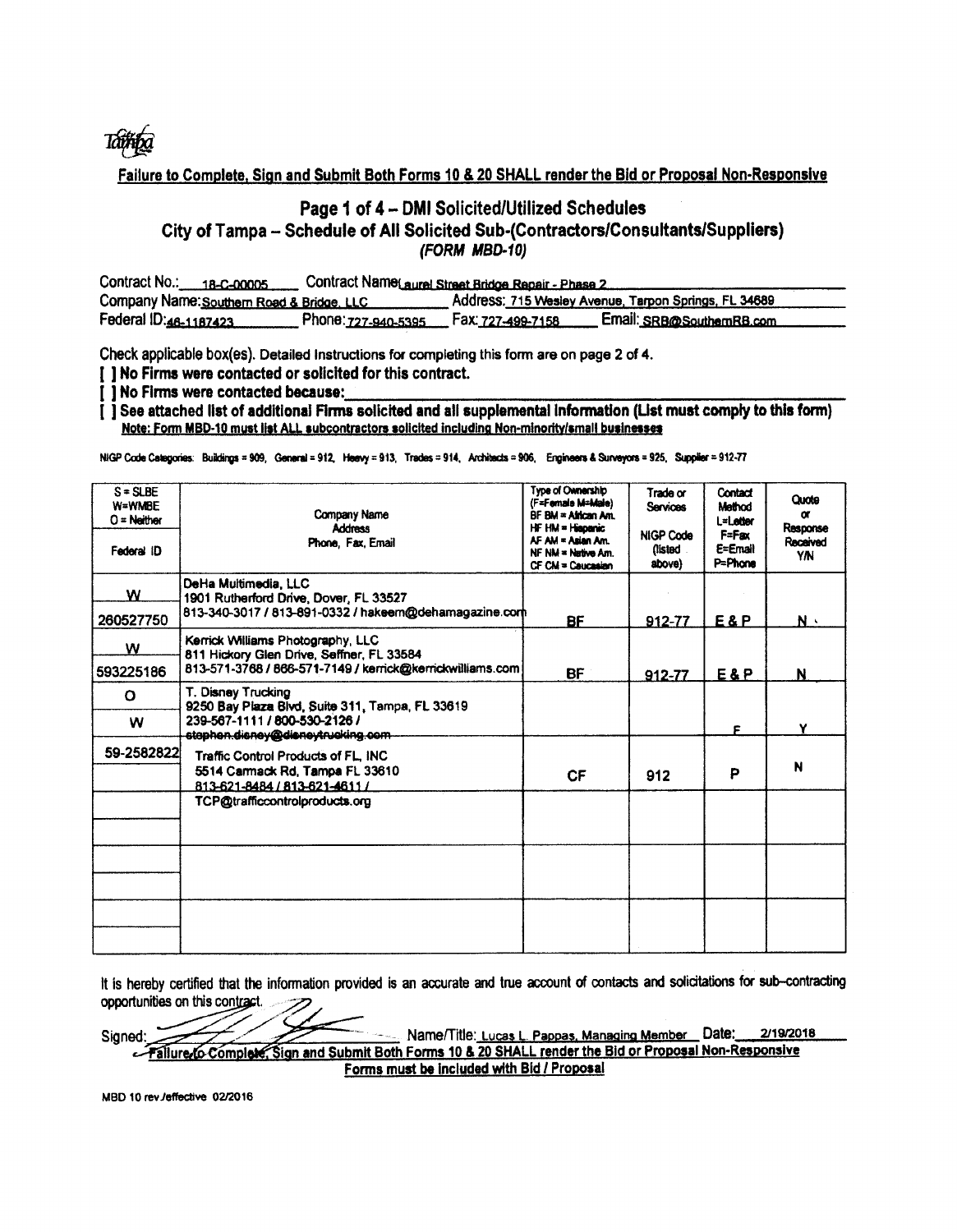Tampa

**Failure to Complete, Sign and Submit Both Forms 10 & 20 SHALL render the Bid or Proposal Non-Responsive**

## Page 1 of 4 – DMI Solicited/Utilized Schedules
## City of Tampa – Schedule of All Solicited Sub-(Contractors/Consultants/Suppliers)
### *(FORM MBD-10)*

Contract No.: 18-C-00005 Contract Name: Laurel Street Bridge Repair - Phase 2
Company Name: Southern Road & Bridge, LLC Address: 715 Wesley Avenue, Tarpon Springs, FL 34689
Federal ID: 46-1187423 Phone: 727-940-5395 Fax: 727-499-7158 Email: SRB@SouthernRB.com

Check applicable box(es). Detailed instructions for completing this form are on page 2 of 4.

**[ ] No Firms were contacted or solicited for this contract.**

**[ ] No Firms were contacted because:**

**[ ] See attached list of additional Firms solicited and all supplemental information (List must comply to this form)**
**Note: Form MBD-10 must list ALL subcontractors solicited including Non-minority/small businesses**

NIGP Code Categories: Buildings = 909, General = 912, Heavy = 913, Trades = 914, Architects = 906, Engineers & Surveyors = 925, Supplier = 912-77

| S = SLBE W=WMBE O = Neither / Federal ID | Company Name Address Phone, Fax, Email | Type of Ownership (F=Female M=Male) BF BM = African Am. HF HM = Hispanic AF AM = Asian Am. NF NM = Native Am. CF CM = Caucasian | Trade or Services NIGP Code (listed above) | Contact Method L=Letter F=Fax E=Email P=Phone | Quote or Response Received Y/N |
|---|---|---|---|---|---|
| W / 260527750 | DeHa Multimedia, LLC 1901 Rutherford Drive, Dover, FL 33527 813-340-3017 / 813-891-0332 / hakeem@dehamagazine.com | BF | 912-77 | E & P | N |
| W / 593225186 | Kerrick Williams Photography, LLC 811 Hickory Glen Drive, Seffner, FL 33584 813-571-3768 / 866-571-7149 / kerrick@kerrickwilliams.com | BF | 912-77 | E & P | N |
| O / W | T. Disney Trucking 9250 Bay Plaza Blvd, Suite 311, Tampa, FL 33619 239-567-1111 / 800-530-2126 / ~~stephen.disney@disneytrucking.com~~ | | | F | Y |
| 59-2582822 | Traffic Control Products of FL, INC 5514 Carmack Rd, Tampa FL 33610 813-621-8484 / 813-621-4611 / TCP@trafficcontrolproducts.org | CF | 912 | P | N |
| | | | | | |
| | | | | | |

It is hereby certified that the information provided is an accurate and true account of contacts and solicitations for sub-contracting opportunities on this contract.

Signed: [signature] Name/Title: Lucas L. Pappas, Managing Member Date: 2/19/2018

**Failure to Complete, Sign and Submit Both Forms 10 & 20 SHALL render the Bid or Proposal Non-Responsive**
**Forms must be included with Bid / Proposal**

MBD 10 rev./effective 02/2016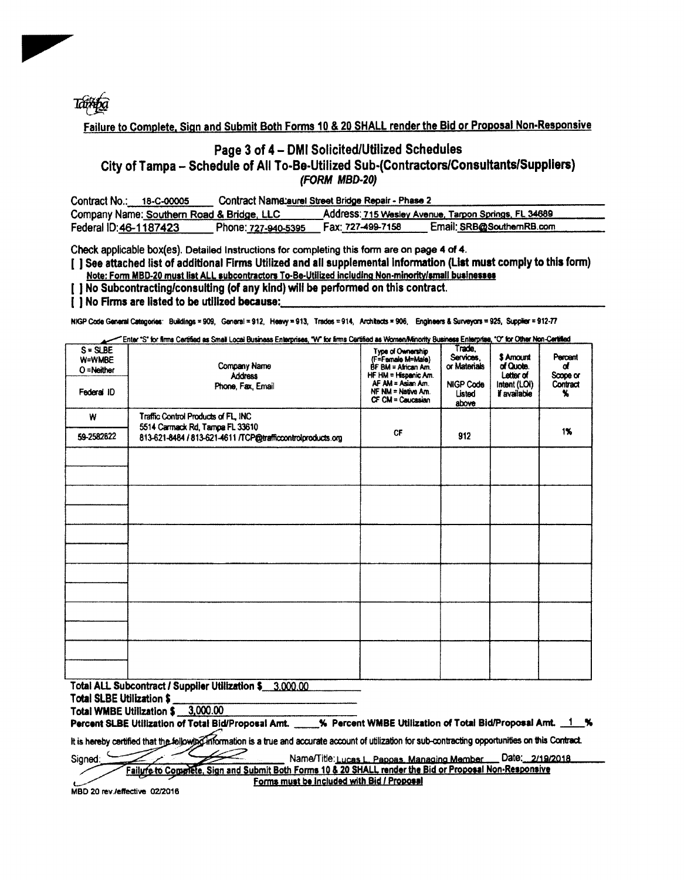Tampa

**Failure to Complete, Sign and Submit Both Forms 10 & 20 SHALL render the Bid or Proposal Non-Responsive**

## Page 3 of 4 – DMI Solicited/Utilized Schedules

## City of Tampa – Schedule of All To-Be-Utilized Sub-(Contractors/Consultants/Suppliers)

***(FORM MBD-20)***

Contract No.: 18-C-00005 Contract Name: Laurel Street Bridge Repair - Phase 2

Company Name: Southern Road & Bridge, LLC Address: 715 Wesley Avenue, Tarpon Springs, FL 34689

Federal ID: 46-1187423 Phone: 727-940-5395 Fax: 727-499-7158 Email: SRB@SouthernRB.com

Check applicable box(es). Detailed instructions for completing this form are on page 4 of 4.

**[ ] See attached list of additional Firms Utilized and all supplemental information (List must comply to this form)**
**Note: Form MBD-20 must list ALL subcontractors To-Be-Utilized including Non-minority/small businesses**

**[ ] No Subcontracting/consulting (of any kind) will be performed on this contract.**

**[ ] No Firms are listed to be utilized because:** \_\_\_\_\_\_\_\_\_\_

NIGP Code General Categories: Buildings = 909, General = 912, Heavy = 913, Trades = 914, Architects = 906, Engineers & Surveyors = 925, Supplier = 912-77

Enter "S" for firms Certified as Small Local Business Enterprises, "W" for firms Certified as Women/Minority Business Enterprise, "O" for Other Non-Certified

| S = SLBE W=WMBE O =Neither / Federal ID | Company Name Address Phone, Fax, Email | Type of Ownership (F=Female M=Male) BF BM = African Am. HF HM = Hispanic Am. AF AM = Asian Am. NF NM = Native Am. CF CM = Caucasian | Trade, Services, or Materials / NIGP Code Listed above | $ Amount of Quote. Letter of Intent (LOI) if available | Percent of Scope or Contract % |
|---|---|---|---|---|---|
| W | Traffic Control Products of FL, INC 5514 Carmack Rd, Tampa FL 33610 | | | | |
| 59-2582822 | 813-621-8484 / 813-621-4611 /TCP@trafficcontrolproducts.org | CF | 912 | | 1% |
| | | | | | |
| | | | | | |
| | | | | | |
| | | | | | |
| | | | | | |
| | | | | | |

**Total ALL Subcontract / Supplier Utilization $** 3,000.00

**Total SLBE Utilization $** \_\_\_\_\_\_\_\_\_\_

**Total WMBE Utilization $** 3,000.00

**Percent SLBE Utilization of Total Bid/Proposal Amt.** \_\_\_\_\_**% Percent WMBE Utilization of Total Bid/Proposal Amt.** 1 **%**

It is hereby certified that the following information is a true and accurate account of utilization for sub-contracting opportunities on this Contract.

Signed: \_\_\_\_\_\_\_\_\_\_ Name/Title: Lucas L. Pappas, Managing Member Date: 2/19/2018

**Failure to Complete, Sign and Submit Both Forms 10 & 20 SHALL render the Bid or Proposal Non-Responsive**

**Forms must be included with Bid / Proposal**

MBD 20 rev./effective 02/2016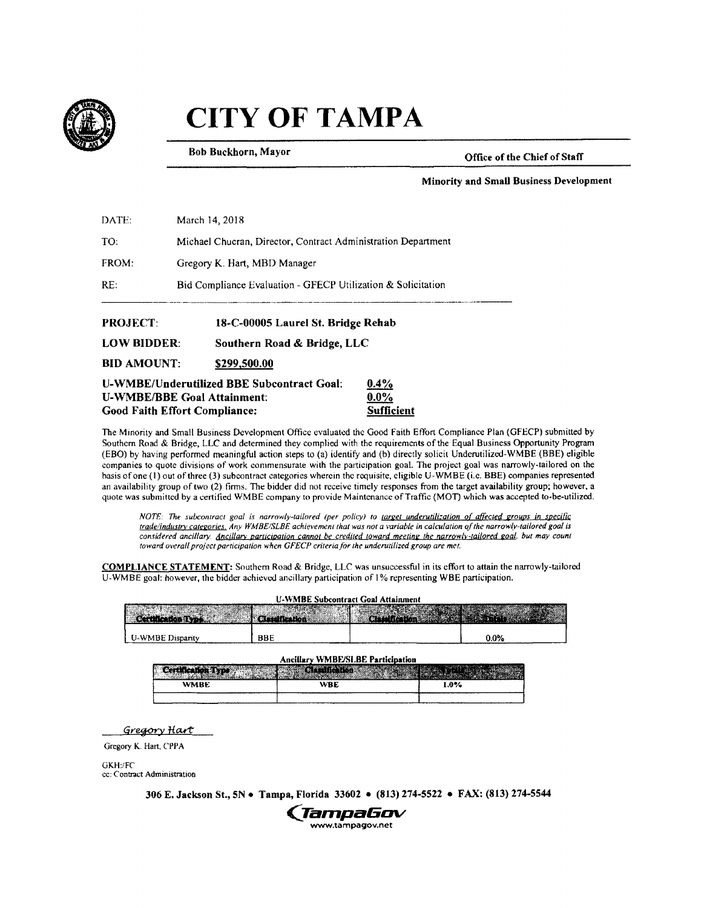# CITY OF TAMPA

**Bob Buckhorn, Mayor** | **Office of the Chief of Staff**

**Minority and Small Business Development**

| | |
|---|---|
| DATE: | March 14, 2018 |
| TO: | Michael Chucran, Director, Contract Administration Department |
| FROM: | Gregory K. Hart, MBD Manager |
| RE: | Bid Compliance Evaluation - GFECP Utilization & Solicitation |

---

**PROJECT:** **18-C-00005 Laurel St. Bridge Rehab**

**LOW BIDDER:** **Southern Road & Bridge, LLC**

**BID AMOUNT:** **$299,500.00**

**U-WMBE/Underutilized BBE Subcontract Goal:** **0.4%**
**U-WMBE/BBE Goal Attainment:** **0.0%**
**Good Faith Effort Compliance:** **Sufficient**

The Minority and Small Business Development Office evaluated the Good Faith Effort Compliance Plan (GFECP) submitted by Southern Road & Bridge, LLC and determined they complied with the requirements of the Equal Business Opportunity Program (EBO) by having performed meaningful action steps to (a) identify and (b) directly solicit Underutilized-WMBE (BBE) eligible companies to quote divisions of work commensurate with the participation goal. The project goal was narrowly-tailored on the basis of one (1) out of three (3) subcontract categories wherein the requisite, eligible U-WMBE (i.e. BBE) companies represented an availability group of two (2) firms. The bidder did not receive timely responses from the target availability group; however, a quote was submitted by a certified WMBE company to provide Maintenance of Traffic (MOT) which was accepted to-be-utilized.

*NOTE: The subcontract goal is narrowly-tailored (per policy) to target underutilization of affected groups in specific trade/industry categories. Any WMBE/SLBE achievement that was not a variable in calculation of the narrowly-tailored goal is considered ancillary. Ancillary participation cannot be credited toward meeting the narrowly-tailored goal, but may count toward overall project participation when GFECP criteria for the underutilized group are met.*

**COMPLIANCE STATEMENT:** Southern Road & Bridge, LLC was unsuccessful in its effort to attain the narrowly-tailored U-WMBE goal; however, the bidder achieved ancillary participation of 1% representing WBE participation.

**U-WMBE Subcontract Goal Attainment**

| Certification Type | Classification | Classification | Totals |
|---|---|---|---|
| U-WMBE Disparity | BBE | | 0.0% |

**Ancillary WMBE/SLBE Participation**

| Certification Type | Classification | Totals |
|---|---|---|
| WMBE | WBE | 1.0% |
| | | |

*Gregory Hart*

Gregory K. Hart, CPPA

GKH:/FC
cc: Contract Administration

**306 E. Jackson St., 5N • Tampa, Florida 33602 • (813) 274-5522 • FAX: (813) 274-5544**

TampaGov
www.tampagov.net